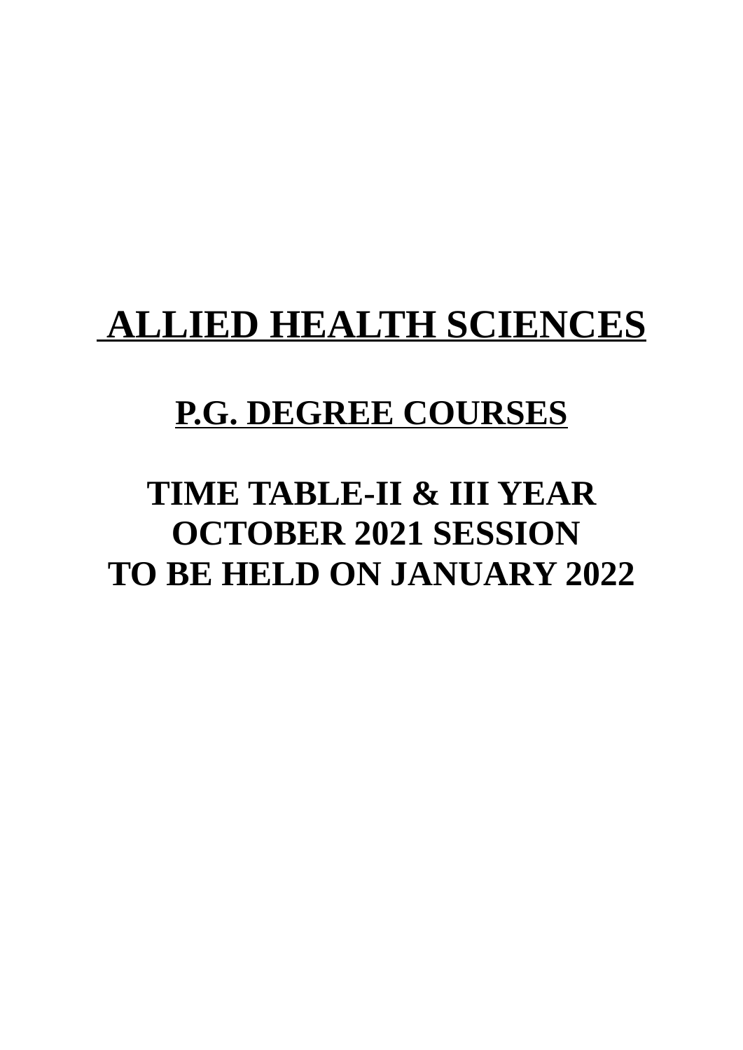# ALLIED HEALTH SCIENCES

## P.G. DEGREE COURSES

## TIME TABLE-II & III YEAR
## OCTOBER 2021 SESSION
## TO BE HELD ON JANUARY 2022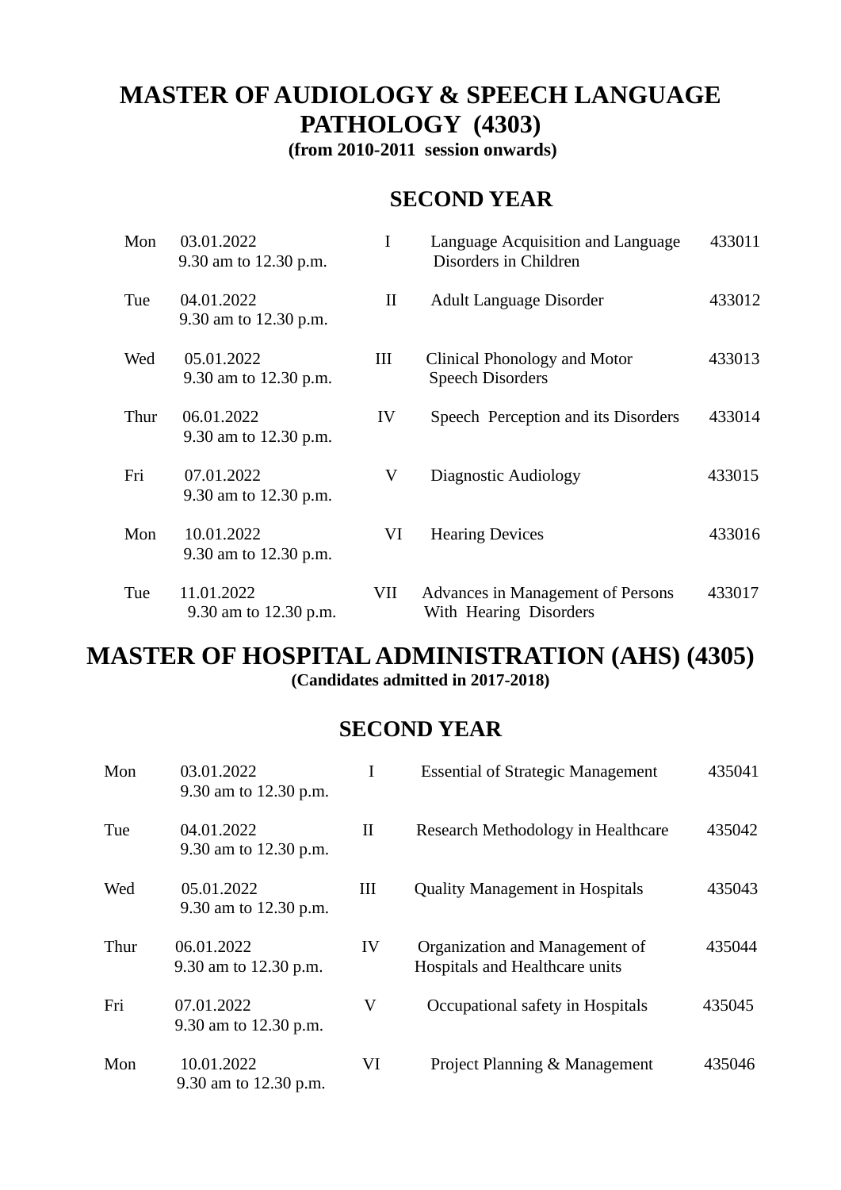# MASTER OF AUDIOLOGY & SPEECH LANGUAGE PATHOLOGY (4303)

**(from 2010-2011 session onwards)**

## SECOND YEAR

| | | | | |
|---|---|---|---|---|
| Mon | 03.01.2022 9.30 am to 12.30 p.m. | I | Language Acquisition and Language Disorders in Children | 433011 |
| Tue | 04.01.2022 9.30 am to 12.30 p.m. | II | Adult Language Disorder | 433012 |
| Wed | 05.01.2022 9.30 am to 12.30 p.m. | III | Clinical Phonology and Motor Speech Disorders | 433013 |
| Thur | 06.01.2022 9.30 am to 12.30 p.m. | IV | Speech Perception and its Disorders | 433014 |
| Fri | 07.01.2022 9.30 am to 12.30 p.m. | V | Diagnostic Audiology | 433015 |
| Mon | 10.01.2022 9.30 am to 12.30 p.m. | VI | Hearing Devices | 433016 |
| Tue | 11.01.2022 9.30 am to 12.30 p.m. | VII | Advances in Management of Persons With Hearing Disorders | 433017 |

# MASTER OF HOSPITAL ADMINISTRATION (AHS) (4305)

**(Candidates admitted in 2017-2018)**

## SECOND YEAR

| | | | | |
|---|---|---|---|---|
| Mon | 03.01.2022 9.30 am to 12.30 p.m. | I | Essential of Strategic Management | 435041 |
| Tue | 04.01.2022 9.30 am to 12.30 p.m. | II | Research Methodology in Healthcare | 435042 |
| Wed | 05.01.2022 9.30 am to 12.30 p.m. | III | Quality Management in Hospitals | 435043 |
| Thur | 06.01.2022 9.30 am to 12.30 p.m. | IV | Organization and Management of Hospitals and Healthcare units | 435044 |
| Fri | 07.01.2022 9.30 am to 12.30 p.m. | V | Occupational safety in Hospitals | 435045 |
| Mon | 10.01.2022 9.30 am to 12.30 p.m. | VI | Project Planning & Management | 435046 |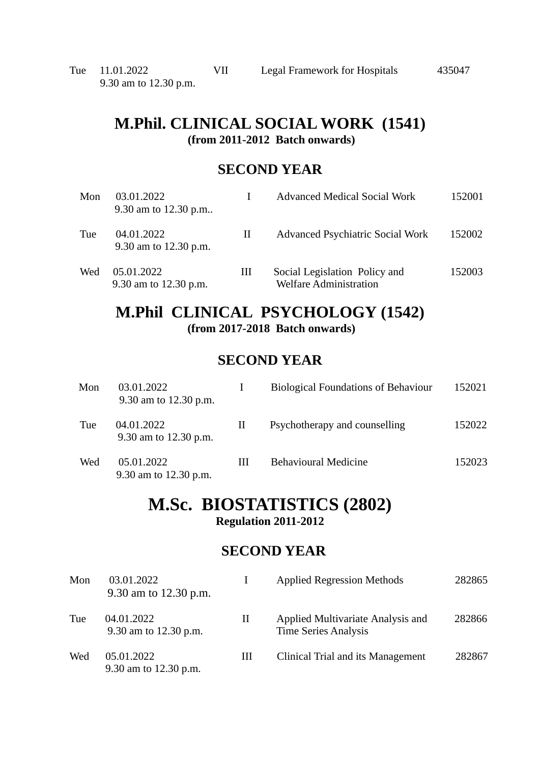| | | | | |
|---|---|---|---|---|
| Tue | 11.01.2022<br>9.30 am to 12.30 p.m. | VII | Legal Framework for Hospitals | 435047 |

## M.Phil. CLINICAL SOCIAL WORK (1541)

**(from 2011-2012 Batch onwards)**

### SECOND YEAR

| | | | | |
|---|---|---|---|---|
| Mon | 03.01.2022<br>9.30 am to 12.30 p.m.. | I | Advanced Medical Social Work | 152001 |
| Tue | 04.01.2022<br>9.30 am to 12.30 p.m. | II | Advanced Psychiatric Social Work | 152002 |
| Wed | 05.01.2022<br>9.30 am to 12.30 p.m. | III | Social Legislation Policy and Welfare Administration | 152003 |

## M.Phil CLINICAL PSYCHOLOGY (1542)

**(from 2017-2018 Batch onwards)**

### SECOND YEAR

| | | | | |
|---|---|---|---|---|
| Mon | 03.01.2022<br>9.30 am to 12.30 p.m. | I | Biological Foundations of Behaviour | 152021 |
| Tue | 04.01.2022<br>9.30 am to 12.30 p.m. | II | Psychotherapy and counselling | 152022 |
| Wed | 05.01.2022<br>9.30 am to 12.30 p.m. | III | Behavioural Medicine | 152023 |

## M.Sc. BIOSTATISTICS (2802)

**Regulation 2011-2012**

### SECOND YEAR

| | | | | |
|---|---|---|---|---|
| Mon | 03.01.2022<br>9.30 am to 12.30 p.m. | I | Applied Regression Methods | 282865 |
| Tue | 04.01.2022<br>9.30 am to 12.30 p.m. | II | Applied Multivariate Analysis and Time Series Analysis | 282866 |
| Wed | 05.01.2022<br>9.30 am to 12.30 p.m. | III | Clinical Trial and its Management | 282867 |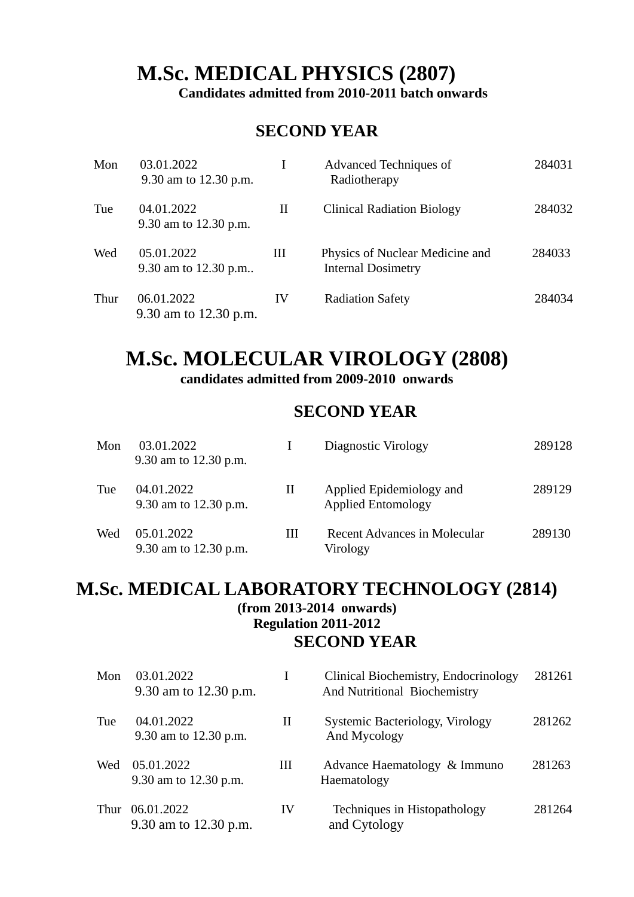# M.Sc. MEDICAL PHYSICS (2807)

**Candidates admitted from 2010-2011 batch onwards**

## SECOND YEAR

| | | | | |
|---|---|---|---|---|
| Mon | 03.01.2022<br>9.30 am to 12.30 p.m. | I | Advanced Techniques of Radiotherapy | 284031 |
| Tue | 04.01.2022<br>9.30 am to 12.30 p.m. | II | Clinical Radiation Biology | 284032 |
| Wed | 05.01.2022<br>9.30 am to 12.30 p.m.. | III | Physics of Nuclear Medicine and Internal Dosimetry | 284033 |
| Thur | 06.01.2022<br>9.30 am to 12.30 p.m. | IV | Radiation Safety | 284034 |

# M.Sc. MOLECULAR VIROLOGY (2808)

**candidates admitted from 2009-2010 onwards**

## SECOND YEAR

| | | | | |
|---|---|---|---|---|
| Mon | 03.01.2022<br>9.30 am to 12.30 p.m. | I | Diagnostic Virology | 289128 |
| Tue | 04.01.2022<br>9.30 am to 12.30 p.m. | II | Applied Epidemiology and Applied Entomology | 289129 |
| Wed | 05.01.2022<br>9.30 am to 12.30 p.m. | III | Recent Advances in Molecular Virology | 289130 |

# M.Sc. MEDICAL LABORATORY TECHNOLOGY (2814)

**(from 2013-2014 onwards)**
**Regulation 2011-2012**

## SECOND YEAR

| | | | | |
|---|---|---|---|---|
| Mon | 03.01.2022<br>9.30 am to 12.30 p.m. | I | Clinical Biochemistry, Endocrinology And Nutritional Biochemistry | 281261 |
| Tue | 04.01.2022<br>9.30 am to 12.30 p.m. | II | Systemic Bacteriology, Virology And Mycology | 281262 |
| Wed | 05.01.2022<br>9.30 am to 12.30 p.m. | III | Advance Haematology & Immuno Haematology | 281263 |
| Thur | 06.01.2022<br>9.30 am to 12.30 p.m. | IV | Techniques in Histopathology and Cytology | 281264 |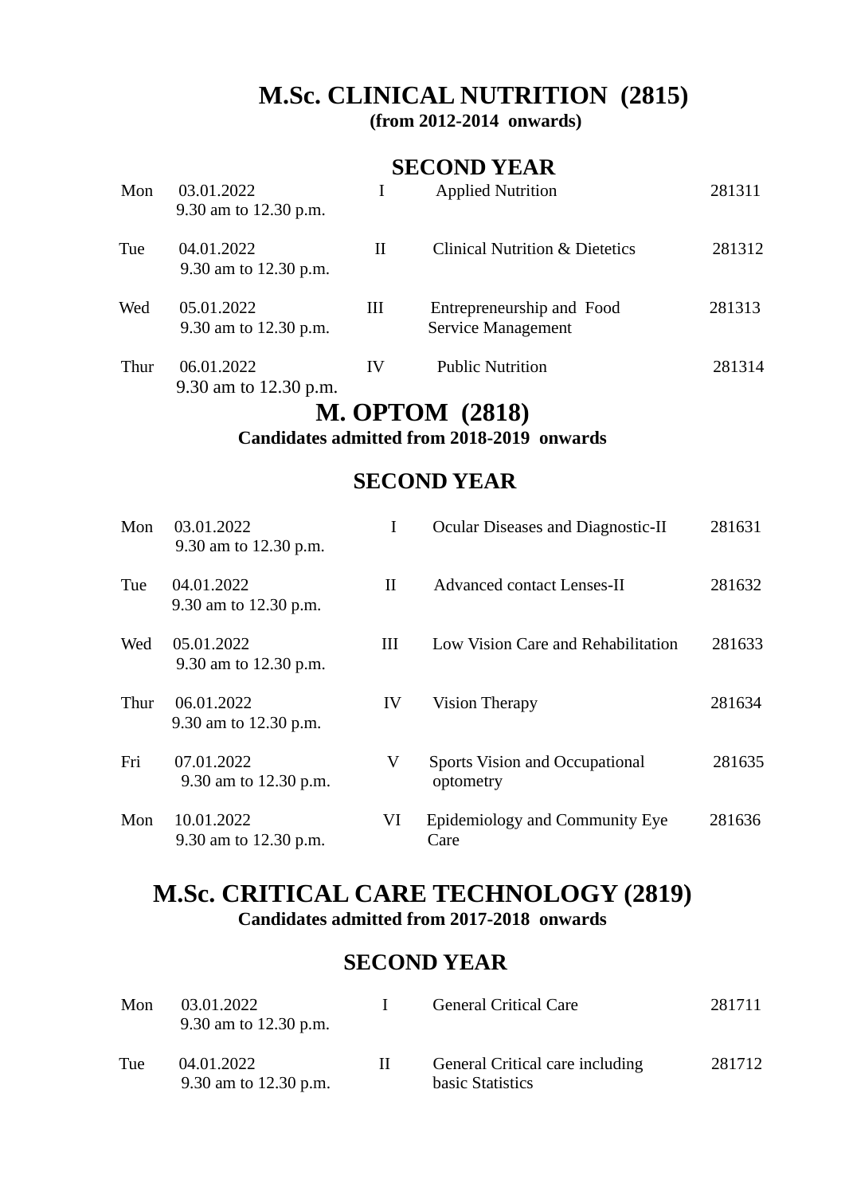# M.Sc. CLINICAL NUTRITION (2815)

**(from 2012-2014 onwards)**

## SECOND YEAR

| Day | Date & Time | Paper | Subject | Code |
|---|---|---|---|---|
| Mon | 03.01.2022 9.30 am to 12.30 p.m. | I | Applied Nutrition | 281311 |
| Tue | 04.01.2022 9.30 am to 12.30 p.m. | II | Clinical Nutrition & Dietetics | 281312 |
| Wed | 05.01.2022 9.30 am to 12.30 p.m. | III | Entrepreneurship and Food Service Management | 281313 |
| Thur | 06.01.2022 9.30 am to 12.30 p.m. | IV | Public Nutrition | 281314 |

# M. OPTOM (2818)

**Candidates admitted from 2018-2019 onwards**

## SECOND YEAR

| Day | Date & Time | Paper | Subject | Code |
|---|---|---|---|---|
| Mon | 03.01.2022 9.30 am to 12.30 p.m. | I | Ocular Diseases and Diagnostic-II | 281631 |
| Tue | 04.01.2022 9.30 am to 12.30 p.m. | II | Advanced contact Lenses-II | 281632 |
| Wed | 05.01.2022 9.30 am to 12.30 p.m. | III | Low Vision Care and Rehabilitation | 281633 |
| Thur | 06.01.2022 9.30 am to 12.30 p.m. | IV | Vision Therapy | 281634 |
| Fri | 07.01.2022 9.30 am to 12.30 p.m. | V | Sports Vision and Occupational optometry | 281635 |
| Mon | 10.01.2022 9.30 am to 12.30 p.m. | VI | Epidemiology and Community Eye Care | 281636 |

# M.Sc. CRITICAL CARE TECHNOLOGY (2819)

**Candidates admitted from 2017-2018 onwards**

## SECOND YEAR

| Day | Date & Time | Paper | Subject | Code |
|---|---|---|---|---|
| Mon | 03.01.2022 9.30 am to 12.30 p.m. | I | General Critical Care | 281711 |
| Tue | 04.01.2022 9.30 am to 12.30 p.m. | II | General Critical care including basic Statistics | 281712 |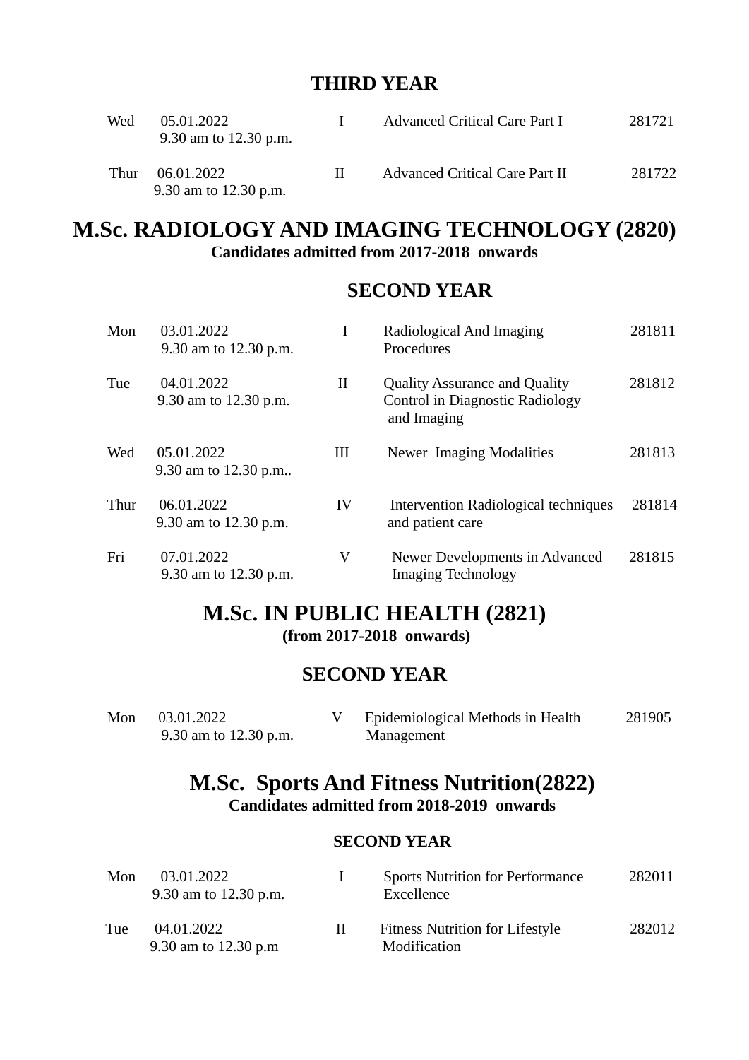### THIRD YEAR

| | | | | |
|---|---|---|---|---|
| Wed | 05.01.2022<br>9.30 am to 12.30 p.m. | I | Advanced Critical Care Part I | 281721 |
| Thur | 06.01.2022<br>9.30 am to 12.30 p.m. | II | Advanced Critical Care Part II | 281722 |

## M.Sc. RADIOLOGY AND IMAGING TECHNOLOGY (2820)

**Candidates admitted from 2017-2018 onwards**

### SECOND YEAR

| | | | | |
|---|---|---|---|---|
| Mon | 03.01.2022<br>9.30 am to 12.30 p.m. | I | Radiological And Imaging Procedures | 281811 |
| Tue | 04.01.2022<br>9.30 am to 12.30 p.m. | II | Quality Assurance and Quality Control in Diagnostic Radiology and Imaging | 281812 |
| Wed | 05.01.2022<br>9.30 am to 12.30 p.m.. | III | Newer Imaging Modalities | 281813 |
| Thur | 06.01.2022<br>9.30 am to 12.30 p.m. | IV | Intervention Radiological techniques and patient care | 281814 |
| Fri | 07.01.2022<br>9.30 am to 12.30 p.m. | V | Newer Developments in Advanced Imaging Technology | 281815 |

## M.Sc. IN PUBLIC HEALTH (2821)

**(from 2017-2018 onwards)**

### SECOND YEAR

| | | | | |
|---|---|---|---|---|
| Mon | 03.01.2022<br>9.30 am to 12.30 p.m. | V | Epidemiological Methods in Health Management | 281905 |

## M.Sc. Sports And Fitness Nutrition(2822)

**Candidates admitted from 2018-2019 onwards**

### SECOND YEAR

| | | | | |
|---|---|---|---|---|
| Mon | 03.01.2022<br>9.30 am to 12.30 p.m. | I | Sports Nutrition for Performance Excellence | 282011 |
| Tue | 04.01.2022<br>9.30 am to 12.30 p.m | II | Fitness Nutrition for Lifestyle Modification | 282012 |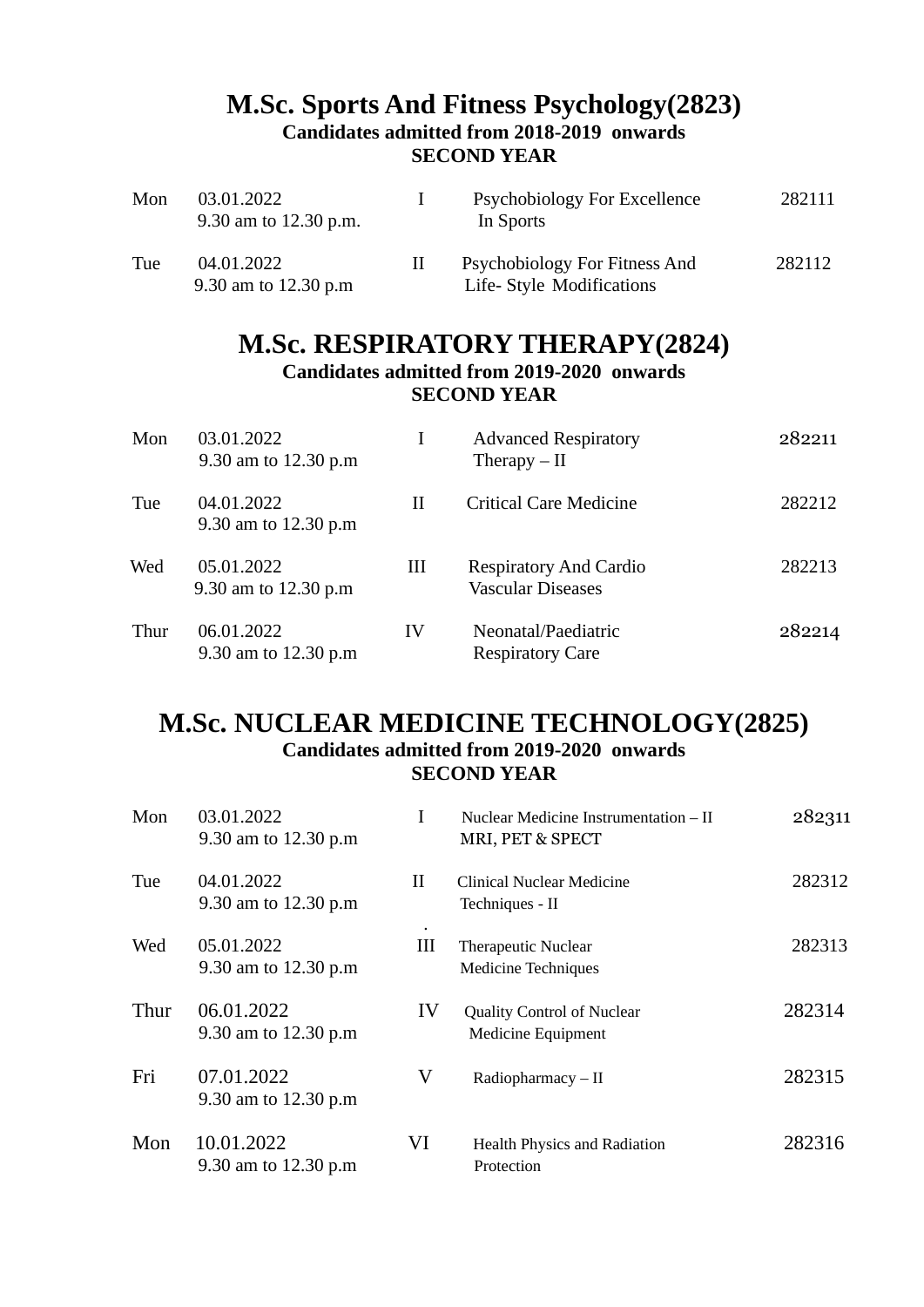## M.Sc. Sports And Fitness Psychology(2823)

**Candidates admitted from 2018-2019 onwards**

**SECOND YEAR**

| Day | Date / Time | Paper | Subject | Code |
|---|---|---|---|---|
| Mon | 03.01.2022<br>9.30 am to 12.30 p.m. | I | Psychobiology For Excellence In Sports | 282111 |
| Tue | 04.01.2022<br>9.30 am to 12.30 p.m | II | Psychobiology For Fitness And Life- Style Modifications | 282112 |

## M.Sc. RESPIRATORY THERAPY(2824)

**Candidates admitted from 2019-2020 onwards**

**SECOND YEAR**

| Day | Date / Time | Paper | Subject | Code |
|---|---|---|---|---|
| Mon | 03.01.2022<br>9.30 am to 12.30 p.m | I | Advanced Respiratory Therapy – II | 282211 |
| Tue | 04.01.2022<br>9.30 am to 12.30 p.m | II | Critical Care Medicine | 282212 |
| Wed | 05.01.2022<br>9.30 am to 12.30 p.m | III | Respiratory And Cardio Vascular Diseases | 282213 |
| Thur | 06.01.2022<br>9.30 am to 12.30 p.m | IV | Neonatal/Paediatric Respiratory Care | 282214 |

## M.Sc. NUCLEAR MEDICINE TECHNOLOGY(2825)

**Candidates admitted from 2019-2020 onwards**

**SECOND YEAR**

| Day | Date / Time | Paper | Subject | Code |
|---|---|---|---|---|
| Mon | 03.01.2022<br>9.30 am to 12.30 p.m | I | Nuclear Medicine Instrumentation – II MRI, PET & SPECT | 282311 |
| Tue | 04.01.2022<br>9.30 am to 12.30 p.m | II | Clinical Nuclear Medicine Techniques - II | 282312 |
| Wed | 05.01.2022<br>9.30 am to 12.30 p.m | III | Therapeutic Nuclear Medicine Techniques | 282313 |
| Thur | 06.01.2022<br>9.30 am to 12.30 p.m | IV | Quality Control of Nuclear Medicine Equipment | 282314 |
| Fri | 07.01.2022<br>9.30 am to 12.30 p.m | V | Radiopharmacy – II | 282315 |
| Mon | 10.01.2022<br>9.30 am to 12.30 p.m | VI | Health Physics and Radiation Protection | 282316 |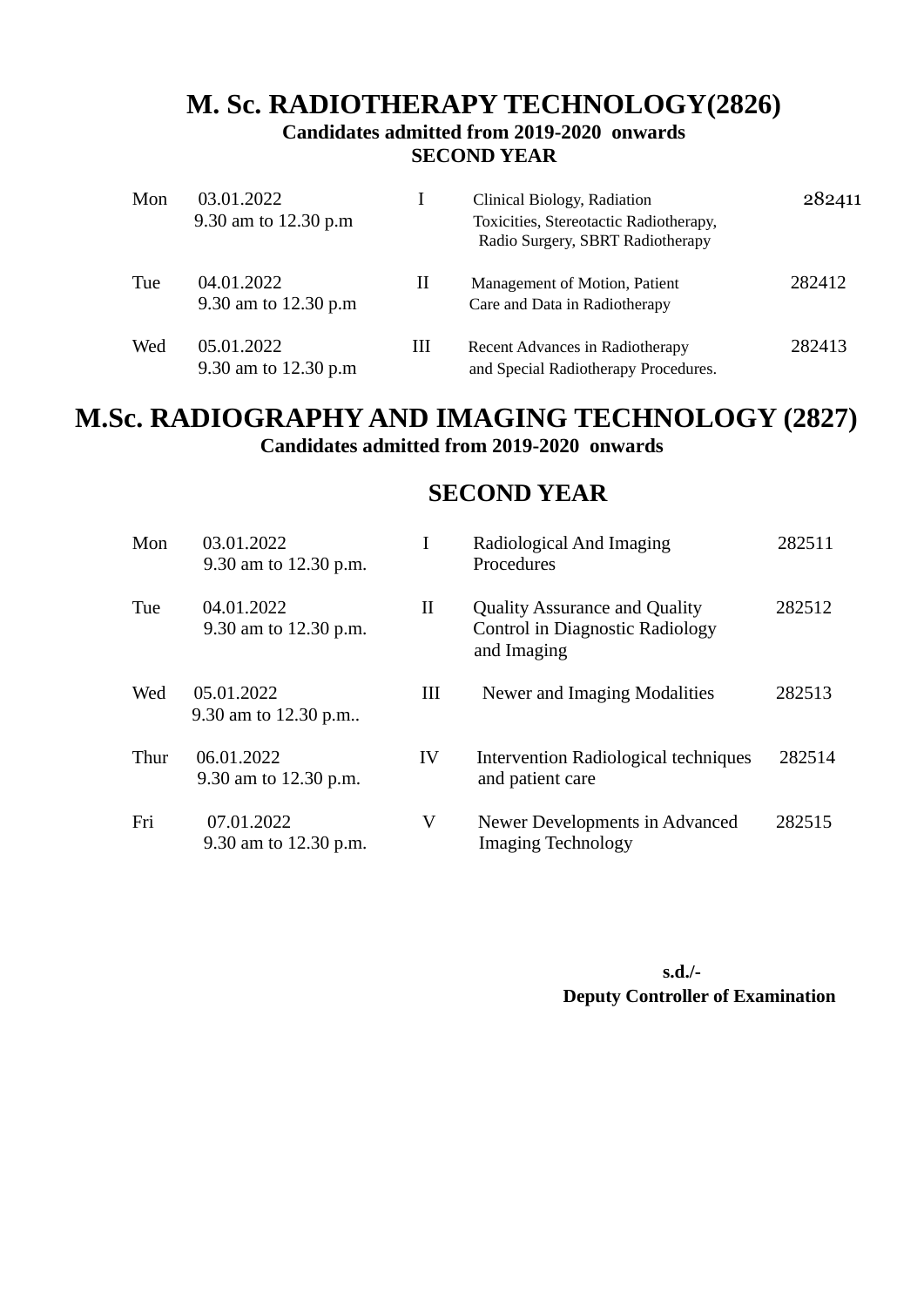# M. Sc. RADIOTHERAPY TECHNOLOGY(2826)

**Candidates admitted from 2019-2020 onwards**

**SECOND YEAR**

| | | | | |
|---|---|---|---|---|
| Mon | 03.01.2022 9.30 am to 12.30 p.m | I | Clinical Biology, Radiation Toxicities, Stereotactic Radiotherapy, Radio Surgery, SBRT Radiotherapy | 282411 |
| Tue | 04.01.2022 9.30 am to 12.30 p.m | II | Management of Motion, Patient Care and Data in Radiotherapy | 282412 |
| Wed | 05.01.2022 9.30 am to 12.30 p.m | III | Recent Advances in Radiotherapy and Special Radiotherapy Procedures. | 282413 |

# M.Sc. RADIOGRAPHY AND IMAGING TECHNOLOGY (2827)

**Candidates admitted from 2019-2020 onwards**

## SECOND YEAR

| | | | | |
|---|---|---|---|---|
| Mon | 03.01.2022 9.30 am to 12.30 p.m. | I | Radiological And Imaging Procedures | 282511 |
| Tue | 04.01.2022 9.30 am to 12.30 p.m. | II | Quality Assurance and Quality Control in Diagnostic Radiology and Imaging | 282512 |
| Wed | 05.01.2022 9.30 am to 12.30 p.m.. | III | Newer and Imaging Modalities | 282513 |
| Thur | 06.01.2022 9.30 am to 12.30 p.m. | IV | Intervention Radiological techniques and patient care | 282514 |
| Fri | 07.01.2022 9.30 am to 12.30 p.m. | V | Newer Developments in Advanced Imaging Technology | 282515 |

**s.d./-**

**Deputy Controller of Examination**